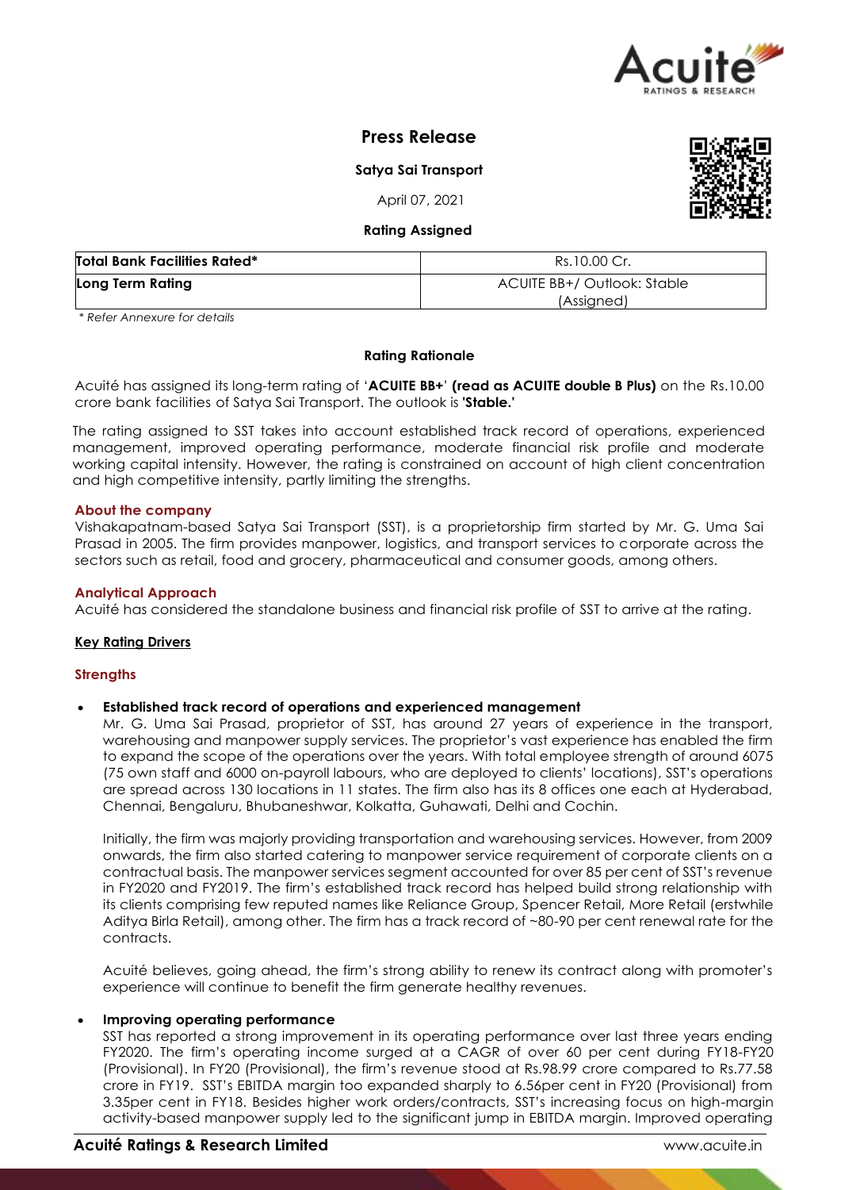# Press Release

**Satya Sai Transport**

April 07, 2021

**Rating Assigned**

| **Total Bank Facilities Rated*** | Rs.10.00 Cr. |
|---|---|
| **Long Term Rating** | ACUITE BB+/ Outlook: Stable (Assigned) |

*\* Refer Annexure for details*

## Rating Rationale

Acuité has assigned its long-term rating of '**ACUITE BB+**' **(read as ACUITE double B Plus)** on the Rs.10.00 crore bank facilities of Satya Sai Transport. The outlook is **'Stable.'**

The rating assigned to SST takes into account established track record of operations, experienced management, improved operating performance, moderate financial risk profile and moderate working capital intensity. However, the rating is constrained on account of high client concentration and high competitive intensity, partly limiting the strengths.

### About the company

Vishakapatnam-based Satya Sai Transport (SST), is a proprietorship firm started by Mr. G. Uma Sai Prasad in 2005. The firm provides manpower, logistics, and transport services to corporate across the sectors such as retail, food and grocery, pharmaceutical and consumer goods, among others.

### Analytical Approach

Acuité has considered the standalone business and financial risk profile of SST to arrive at the rating.

### Key Rating Drivers

### Strengths

- **Established track record of operations and experienced management**
  Mr. G. Uma Sai Prasad, proprietor of SST, has around 27 years of experience in the transport, warehousing and manpower supply services. The proprietor's vast experience has enabled the firm to expand the scope of the operations over the years. With total employee strength of around 6075 (75 own staff and 6000 on-payroll labours, who are deployed to clients' locations), SST's operations are spread across 130 locations in 11 states. The firm also has its 8 offices one each at Hyderabad, Chennai, Bengaluru, Bhubaneshwar, Kolkatta, Guhawati, Delhi and Cochin.

  Initially, the firm was majorly providing transportation and warehousing services. However, from 2009 onwards, the firm also started catering to manpower service requirement of corporate clients on a contractual basis. The manpower services segment accounted for over 85 per cent of SST's revenue in FY2020 and FY2019. The firm's established track record has helped build strong relationship with its clients comprising few reputed names like Reliance Group, Spencer Retail, More Retail (erstwhile Aditya Birla Retail), among other. The firm has a track record of ~80-90 per cent renewal rate for the contracts.

  Acuité believes, going ahead, the firm's strong ability to renew its contract along with promoter's experience will continue to benefit the firm generate healthy revenues.

- **Improving operating performance**
  SST has reported a strong improvement in its operating performance over last three years ending FY2020. The firm's operating income surged at a CAGR of over 60 per cent during FY18-FY20 (Provisional). In FY20 (Provisional), the firm's revenue stood at Rs.98.99 crore compared to Rs.77.58 crore in FY19. SST's EBITDA margin too expanded sharply to 6.56per cent in FY20 (Provisional) from 3.35per cent in FY18. Besides higher work orders/contracts, SST's increasing focus on high-margin activity-based manpower supply led to the significant jump in EBITDA margin. Improved operating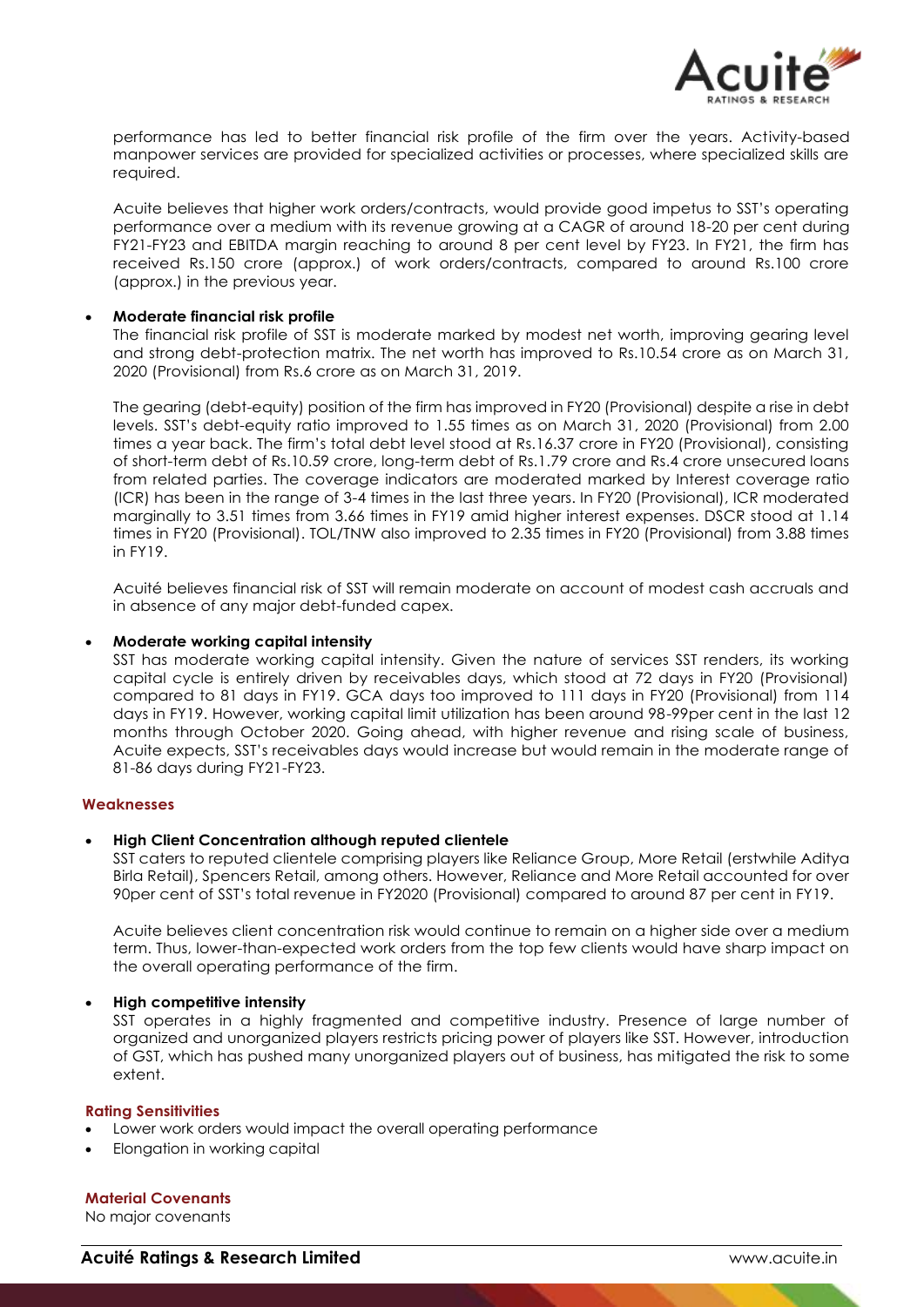performance has led to better financial risk profile of the firm over the years. Activity-based manpower services are provided for specialized activities or processes, where specialized skills are required.

Acuite believes that higher work orders/contracts, would provide good impetus to SST's operating performance over a medium with its revenue growing at a CAGR of around 18-20 per cent during FY21-FY23 and EBITDA margin reaching to around 8 per cent level by FY23. In FY21, the firm has received Rs.150 crore (approx.) of work orders/contracts, compared to around Rs.100 crore (approx.) in the previous year.

- **Moderate financial risk profile**

  The financial risk profile of SST is moderate marked by modest net worth, improving gearing level and strong debt-protection matrix. The net worth has improved to Rs.10.54 crore as on March 31, 2020 (Provisional) from Rs.6 crore as on March 31, 2019.

  The gearing (debt-equity) position of the firm has improved in FY20 (Provisional) despite a rise in debt levels. SST's debt-equity ratio improved to 1.55 times as on March 31, 2020 (Provisional) from 2.00 times a year back. The firm's total debt level stood at Rs.16.37 crore in FY20 (Provisional), consisting of short-term debt of Rs.10.59 crore, long-term debt of Rs.1.79 crore and Rs.4 crore unsecured loans from related parties. The coverage indicators are moderated marked by Interest coverage ratio (ICR) has been in the range of 3-4 times in the last three years. In FY20 (Provisional), ICR moderated marginally to 3.51 times from 3.66 times in FY19 amid higher interest expenses. DSCR stood at 1.14 times in FY20 (Provisional). TOL/TNW also improved to 2.35 times in FY20 (Provisional) from 3.88 times in FY19.

  Acuité believes financial risk of SST will remain moderate on account of modest cash accruals and in absence of any major debt-funded capex.

- **Moderate working capital intensity**

  SST has moderate working capital intensity. Given the nature of services SST renders, its working capital cycle is entirely driven by receivables days, which stood at 72 days in FY20 (Provisional) compared to 81 days in FY19. GCA days too improved to 111 days in FY20 (Provisional) from 114 days in FY19. However, working capital limit utilization has been around 98-99per cent in the last 12 months through October 2020. Going ahead, with higher revenue and rising scale of business, Acuite expects, SST's receivables days would increase but would remain in the moderate range of 81-86 days during FY21-FY23.

### Weaknesses

- **High Client Concentration although reputed clientele**

  SST caters to reputed clientele comprising players like Reliance Group, More Retail (erstwhile Aditya Birla Retail), Spencers Retail, among others. However, Reliance and More Retail accounted for over 90per cent of SST's total revenue in FY2020 (Provisional) compared to around 87 per cent in FY19.

  Acuite believes client concentration risk would continue to remain on a higher side over a medium term. Thus, lower-than-expected work orders from the top few clients would have sharp impact on the overall operating performance of the firm.

- **High competitive intensity**

  SST operates in a highly fragmented and competitive industry. Presence of large number of organized and unorganized players restricts pricing power of players like SST. However, introduction of GST, which has pushed many unorganized players out of business, has mitigated the risk to some extent.

### Rating Sensitivities

- Lower work orders would impact the overall operating performance
- Elongation in working capital

### Material Covenants

No major covenants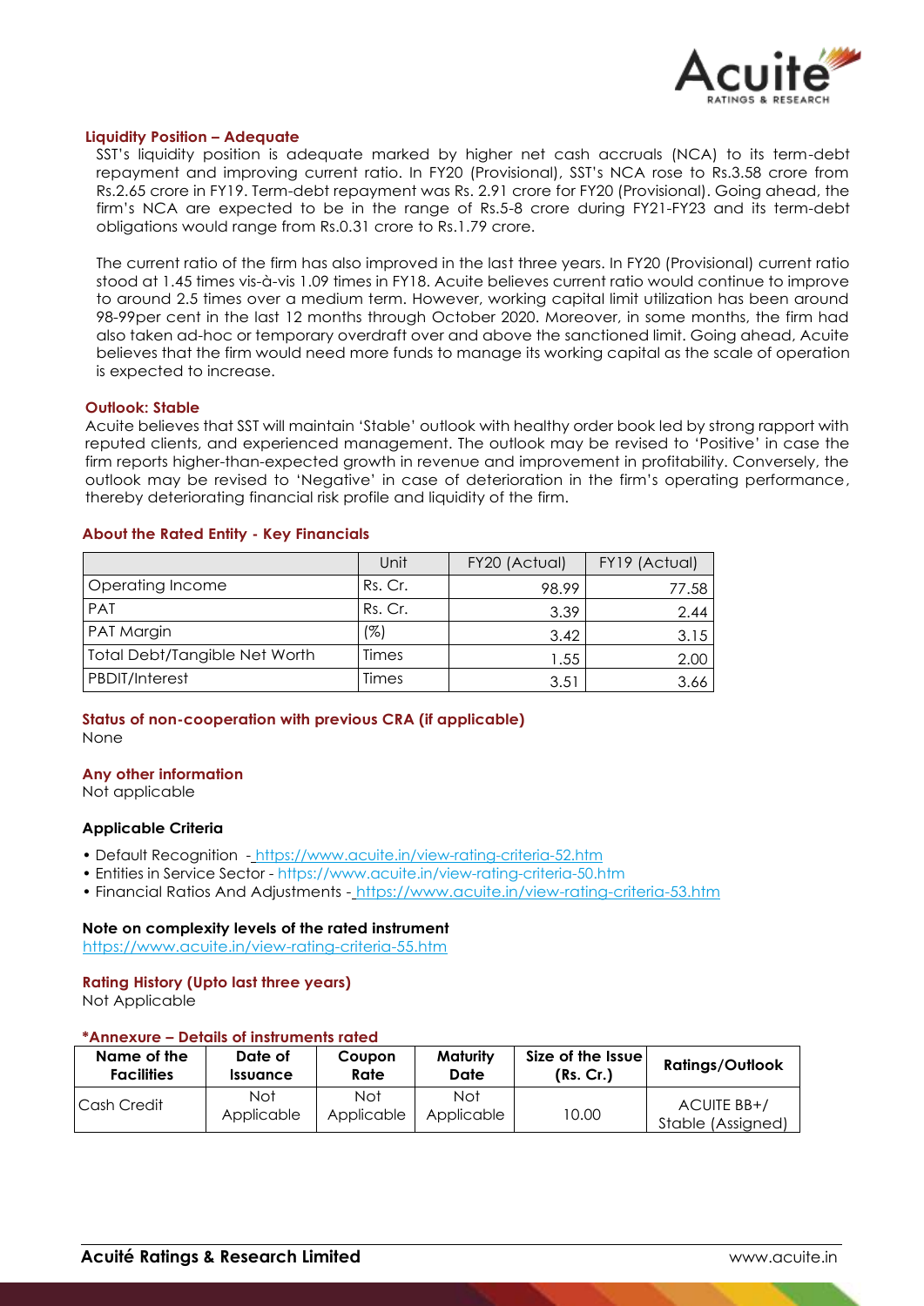**Liquidity Position – Adequate**

SST's liquidity position is adequate marked by higher net cash accruals (NCA) to its term-debt repayment and improving current ratio. In FY20 (Provisional), SST's NCA rose to Rs.3.58 crore from Rs.2.65 crore in FY19. Term-debt repayment was Rs. 2.91 crore for FY20 (Provisional). Going ahead, the firm's NCA are expected to be in the range of Rs.5-8 crore during FY21-FY23 and its term-debt obligations would range from Rs.0.31 crore to Rs.1.79 crore.

The current ratio of the firm has also improved in the last three years. In FY20 (Provisional) current ratio stood at 1.45 times vis-à-vis 1.09 times in FY18. Acuite believes current ratio would continue to improve to around 2.5 times over a medium term. However, working capital limit utilization has been around 98-99per cent in the last 12 months through October 2020. Moreover, in some months, the firm had also taken ad-hoc or temporary overdraft over and above the sanctioned limit. Going ahead, Acuite believes that the firm would need more funds to manage its working capital as the scale of operation is expected to increase.

**Outlook: Stable**

Acuite believes that SST will maintain 'Stable' outlook with healthy order book led by strong rapport with reputed clients, and experienced management. The outlook may be revised to 'Positive' in case the firm reports higher-than-expected growth in revenue and improvement in profitability. Conversely, the outlook may be revised to 'Negative' in case of deterioration in the firm's operating performance, thereby deteriorating financial risk profile and liquidity of the firm.

**About the Rated Entity - Key Financials**

| | Unit | FY20 (Actual) | FY19 (Actual) |
|---|---|---|---|
| Operating Income | Rs. Cr. | 98.99 | 77.58 |
| PAT | Rs. Cr. | 3.39 | 2.44 |
| PAT Margin | (%) | 3.42 | 3.15 |
| Total Debt/Tangible Net Worth | Times | 1.55 | 2.00 |
| PBDIT/Interest | Times | 3.51 | 3.66 |

**Status of non-cooperation with previous CRA (if applicable)**

None

**Any other information**

Not applicable

**Applicable Criteria**

- Default Recognition - https://www.acuite.in/view-rating-criteria-52.htm
- Entities in Service Sector - https://www.acuite.in/view-rating-criteria-50.htm
- Financial Ratios And Adjustments - https://www.acuite.in/view-rating-criteria-53.htm

**Note on complexity levels of the rated instrument**

https://www.acuite.in/view-rating-criteria-55.htm

**Rating History (Upto last three years)**

Not Applicable

***Annexure – Details of instruments rated**

| Name of the Facilities | Date of Issuance | Coupon Rate | Maturity Date | Size of the Issue (Rs. Cr.) | Ratings/Outlook |
|---|---|---|---|---|---|
| Cash Credit | Not Applicable | Not Applicable | Not Applicable | 10.00 | ACUITE BB+/ Stable (Assigned) |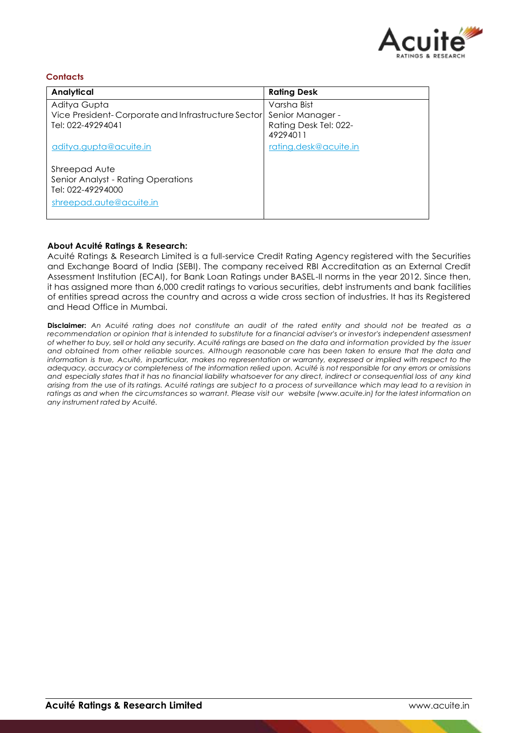## Contacts

| Analytical | Rating Desk |
|---|---|
| Aditya Gupta<br>Vice President- Corporate and Infrastructure Sector<br>Tel: 022-49294041<br><br>aditya.gupta@acuite.in<br><br>Shreepad Aute<br>Senior Analyst - Rating Operations<br>Tel: 022-49294000<br>shreepad.aute@acuite.in | Varsha Bist<br>Senior Manager -<br>Rating Desk Tel: 022-49294011<br><br>rating.desk@acuite.in |

**About Acuité Ratings & Research:**

Acuité Ratings & Research Limited is a full-service Credit Rating Agency registered with the Securities and Exchange Board of India (SEBI). The company received RBI Accreditation as an External Credit Assessment Institution (ECAI), for Bank Loan Ratings under BASEL-II norms in the year 2012. Since then, it has assigned more than 6,000 credit ratings to various securities, debt instruments and bank facilities of entities spread across the country and across a wide cross section of industries. It has its Registered and Head Office in Mumbai.

**Disclaimer:** *An Acuité rating does not constitute an audit of the rated entity and should not be treated as a recommendation or opinion that is intended to substitute for a financial adviser's or investor's independent assessment of whether to buy, sell or hold any security. Acuité ratings are based on the data and information provided by the issuer and obtained from other reliable sources. Although reasonable care has been taken to ensure that the data and information is true, Acuité, in particular, makes no representation or warranty, expressed or implied with respect to the adequacy, accuracy or completeness of the information relied upon. Acuité is not responsible for any errors or omissions and especially states that it has no financial liability whatsoever for any direct, indirect or consequential loss of any kind arising from the use of its ratings. Acuité ratings are subject to a process of surveillance which may lead to a revision in ratings as and when the circumstances so warrant. Please visit our website (www.acuite.in) for the latest information on any instrument rated by Acuité.*